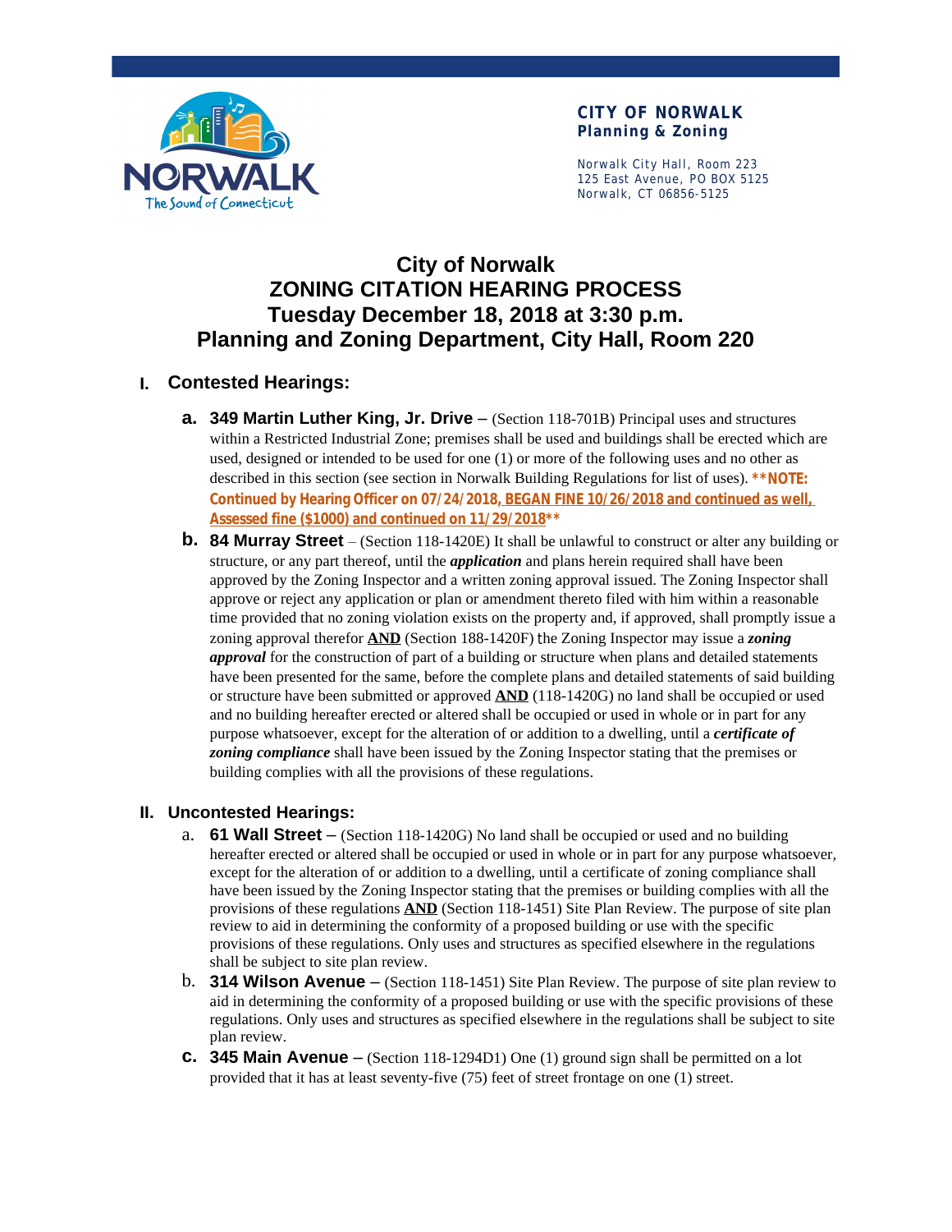**CITY OF NORWALK**
**Planning & Zoning**

Norwalk City Hall, Room 223
125 East Avenue, PO BOX 5125
Norwalk, CT 06856-5125

# City of Norwalk
# ZONING CITATION HEARING PROCESS
# Tuesday December 18, 2018 at 3:30 p.m.
# Planning and Zoning Department, City Hall, Room 220

## I. Contested Hearings:

a. **349 Martin Luther King, Jr. Drive** – (Section 118-701B) Principal uses and structures within a Restricted Industrial Zone; premises shall be used and buildings shall be erected which are used, designed or intended to be used for one (1) or more of the following uses and no other as described in this section (see section in Norwalk Building Regulations for list of uses). **\*\*NOTE: Continued by Hearing Officer on 07/24/2018, BEGAN FINE 10/26/2018 and continued as well, Assessed fine ($1000) and continued on 11/29/2018\*\***

b. **84 Murray Street** – (Section 118-1420E) It shall be unlawful to construct or alter any building or structure, or any part thereof, until the ***application*** and plans herein required shall have been approved by the Zoning Inspector and a written zoning approval issued. The Zoning Inspector shall approve or reject any application or plan or amendment thereto filed with him within a reasonable time provided that no zoning violation exists on the property and, if approved, shall promptly issue a zoning approval therefor **AND** (Section 188-1420F) the Zoning Inspector may issue a ***zoning approval*** for the construction of part of a building or structure when plans and detailed statements have been presented for the same, before the complete plans and detailed statements of said building or structure have been submitted or approved **AND** (118-1420G) no land shall be occupied or used and no building hereafter erected or altered shall be occupied or used in whole or in part for any purpose whatsoever, except for the alteration of or addition to a dwelling, until a ***certificate of zoning compliance*** shall have been issued by the Zoning Inspector stating that the premises or building complies with all the provisions of these regulations.

## II. Uncontested Hearings:

a. **61 Wall Street** – (Section 118-1420G) No land shall be occupied or used and no building hereafter erected or altered shall be occupied or used in whole or in part for any purpose whatsoever, except for the alteration of or addition to a dwelling, until a certificate of zoning compliance shall have been issued by the Zoning Inspector stating that the premises or building complies with all the provisions of these regulations **AND** (Section 118-1451) Site Plan Review. The purpose of site plan review to aid in determining the conformity of a proposed building or use with the specific provisions of these regulations. Only uses and structures as specified elsewhere in the regulations shall be subject to site plan review.

b. **314 Wilson Avenue** – (Section 118-1451) Site Plan Review. The purpose of site plan review to aid in determining the conformity of a proposed building or use with the specific provisions of these regulations. Only uses and structures as specified elsewhere in the regulations shall be subject to site plan review.

c. **345 Main Avenue** – (Section 118-1294D1) One (1) ground sign shall be permitted on a lot provided that it has at least seventy-five (75) feet of street frontage on one (1) street.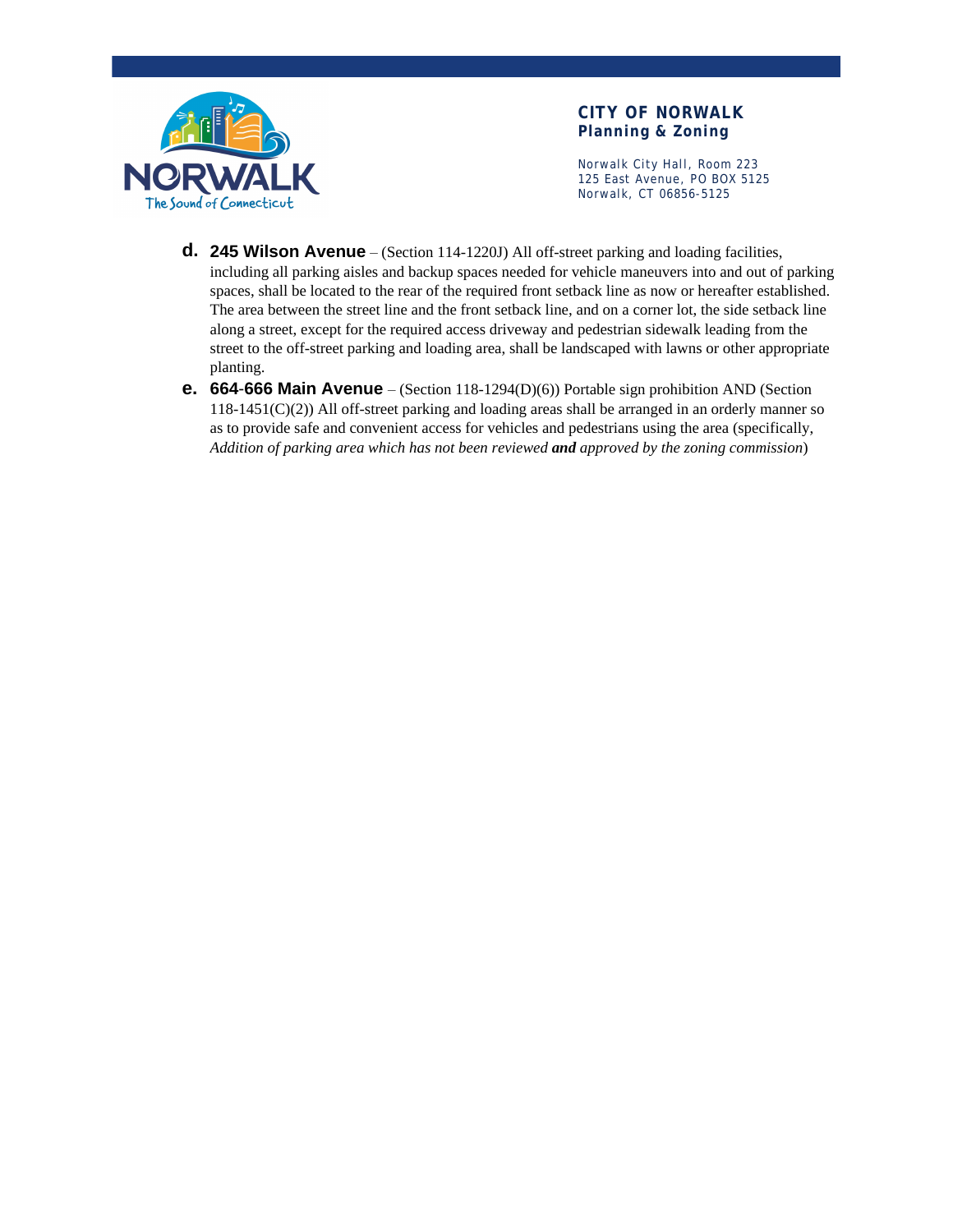**CITY OF NORWALK**
**Planning & Zoning**

Norwalk City Hall, Room 223
125 East Avenue, PO BOX 5125
Norwalk, CT 06856-5125

d. **245 Wilson Avenue** – (Section 114-1220J) All off-street parking and loading facilities, including all parking aisles and backup spaces needed for vehicle maneuvers into and out of parking spaces, shall be located to the rear of the required front setback line as now or hereafter established. The area between the street line and the front setback line, and on a corner lot, the side setback line along a street, except for the required access driveway and pedestrian sidewalk leading from the street to the off-street parking and loading area, shall be landscaped with lawns or other appropriate planting.

e. **664-666 Main Avenue** – (Section 118-1294(D)(6)) Portable sign prohibition AND (Section 118-1451(C)(2)) All off-street parking and loading areas shall be arranged in an orderly manner so as to provide safe and convenient access for vehicles and pedestrians using the area (specifically, *Addition of parking area which has not been reviewed* ***and*** *approved by the zoning commission*)